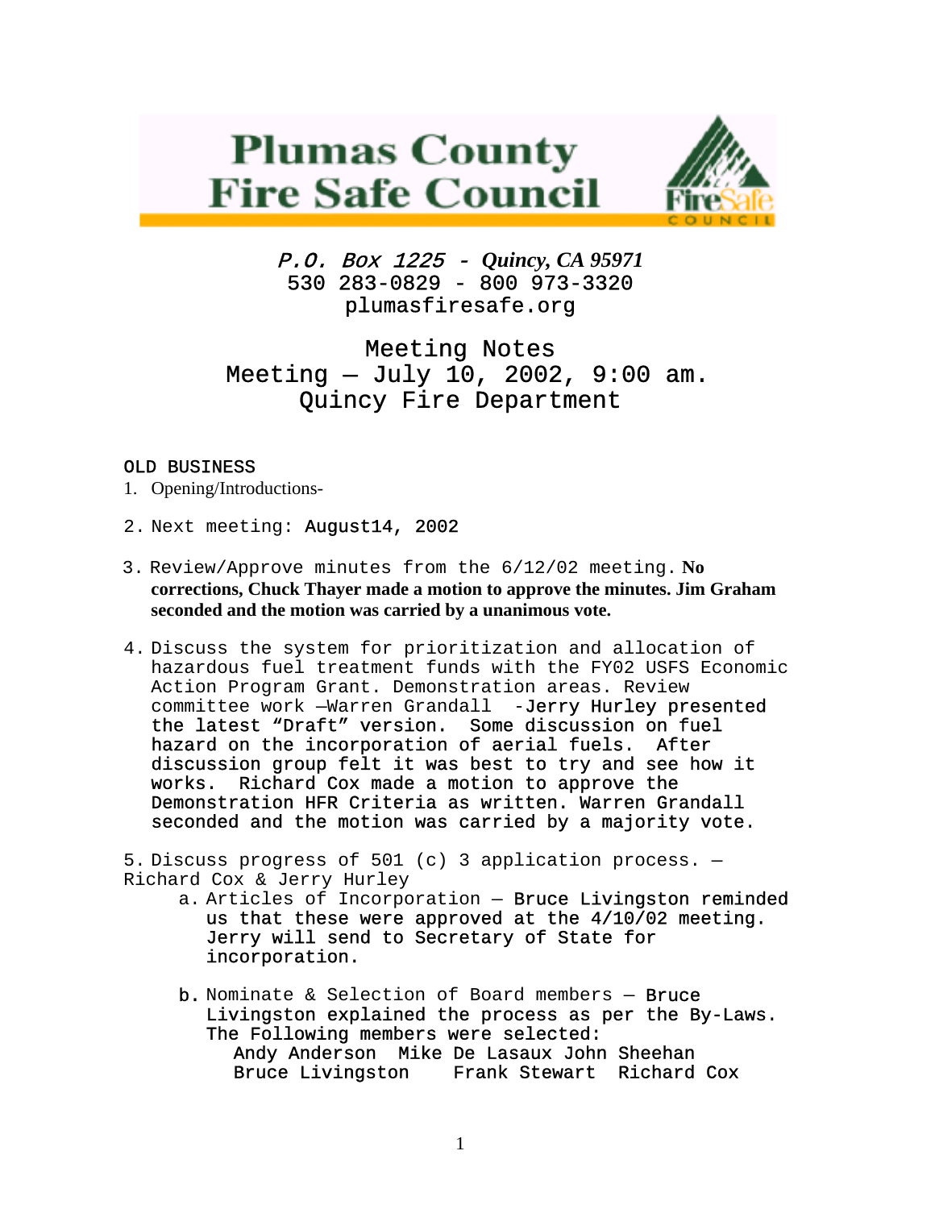# Plumas County Fire Safe Council

*P.O. Box 1225 - Quincy, CA 95971*
530 283-0829 - 800 973-3320
plumasfiresafe.org

## Meeting Notes
## Meeting – July 10, 2002, 9:00 am.
## Quincy Fire Department

OLD BUSINESS

1. Opening/Introductions-

2. Next meeting: August14, 2002

3. Review/Approve minutes from the 6/12/02 meeting. **No corrections, Chuck Thayer made a motion to approve the minutes. Jim Graham seconded and the motion was carried by a unanimous vote.**

4. Discuss the system for prioritization and allocation of hazardous fuel treatment funds with the FY02 USFS Economic Action Program Grant. Demonstration areas. Review committee work –Warren Grandall -Jerry Hurley presented the latest "Draft" version. Some discussion on fuel hazard on the incorporation of aerial fuels. After discussion group felt it was best to try and see how it works. Richard Cox made a motion to approve the Demonstration HFR Criteria as written. Warren Grandall seconded and the motion was carried by a majority vote.

5. Discuss progress of 501 (c) 3 application process. – Richard Cox & Jerry Hurley
   a. Articles of Incorporation – Bruce Livingston reminded us that these were approved at the 4/10/02 meeting. Jerry will send to Secretary of State for incorporation.

   b. Nominate & Selection of Board members – Bruce Livingston explained the process as per the By-Laws. The Following members were selected:
      Andy Anderson  Mike De Lasaux  John Sheehan
      Bruce Livingston  Frank Stewart  Richard Cox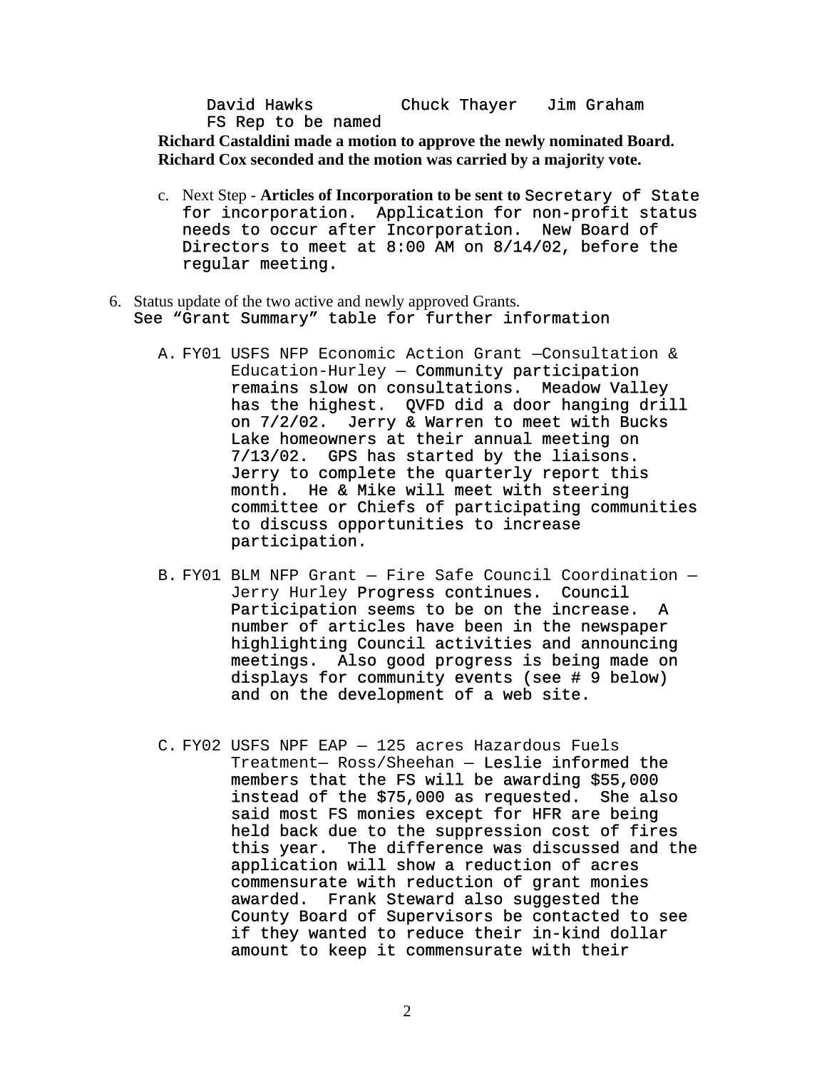David Hawks Chuck Thayer Jim Graham
FS Rep to be named

**Richard Castaldini made a motion to approve the newly nominated Board. Richard Cox seconded and the motion was carried by a majority vote.**

c. Next Step - **Articles of Incorporation to be sent to** Secretary of State for incorporation. Application for non-profit status needs to occur after Incorporation. New Board of Directors to meet at 8:00 AM on 8/14/02, before the regular meeting.

6. Status update of the two active and newly approved Grants.
   See "Grant Summary" table for further information

   A. FY01 USFS NFP Economic Action Grant —Consultation & Education-Hurley — Community participation remains slow on consultations. Meadow Valley has the highest. QVFD did a door hanging drill on 7/2/02. Jerry & Warren to meet with Bucks Lake homeowners at their annual meeting on 7/13/02. GPS has started by the liaisons. Jerry to complete the quarterly report this month. He & Mike will meet with steering committee or Chiefs of participating communities to discuss opportunities to increase participation.

   B. FY01 BLM NFP Grant — Fire Safe Council Coordination — Jerry Hurley Progress continues. Council Participation seems to be on the increase. A number of articles have been in the newspaper highlighting Council activities and announcing meetings. Also good progress is being made on displays for community events (see # 9 below) and on the development of a web site.

   C. FY02 USFS NPF EAP — 125 acres Hazardous Fuels Treatment— Ross/Sheehan — Leslie informed the members that the FS will be awarding $55,000 instead of the $75,000 as requested. She also said most FS monies except for HFR are being held back due to the suppression cost of fires this year. The difference was discussed and the application will show a reduction of acres commensurate with reduction of grant monies awarded. Frank Steward also suggested the County Board of Supervisors be contacted to see if they wanted to reduce their in-kind dollar amount to keep it commensurate with their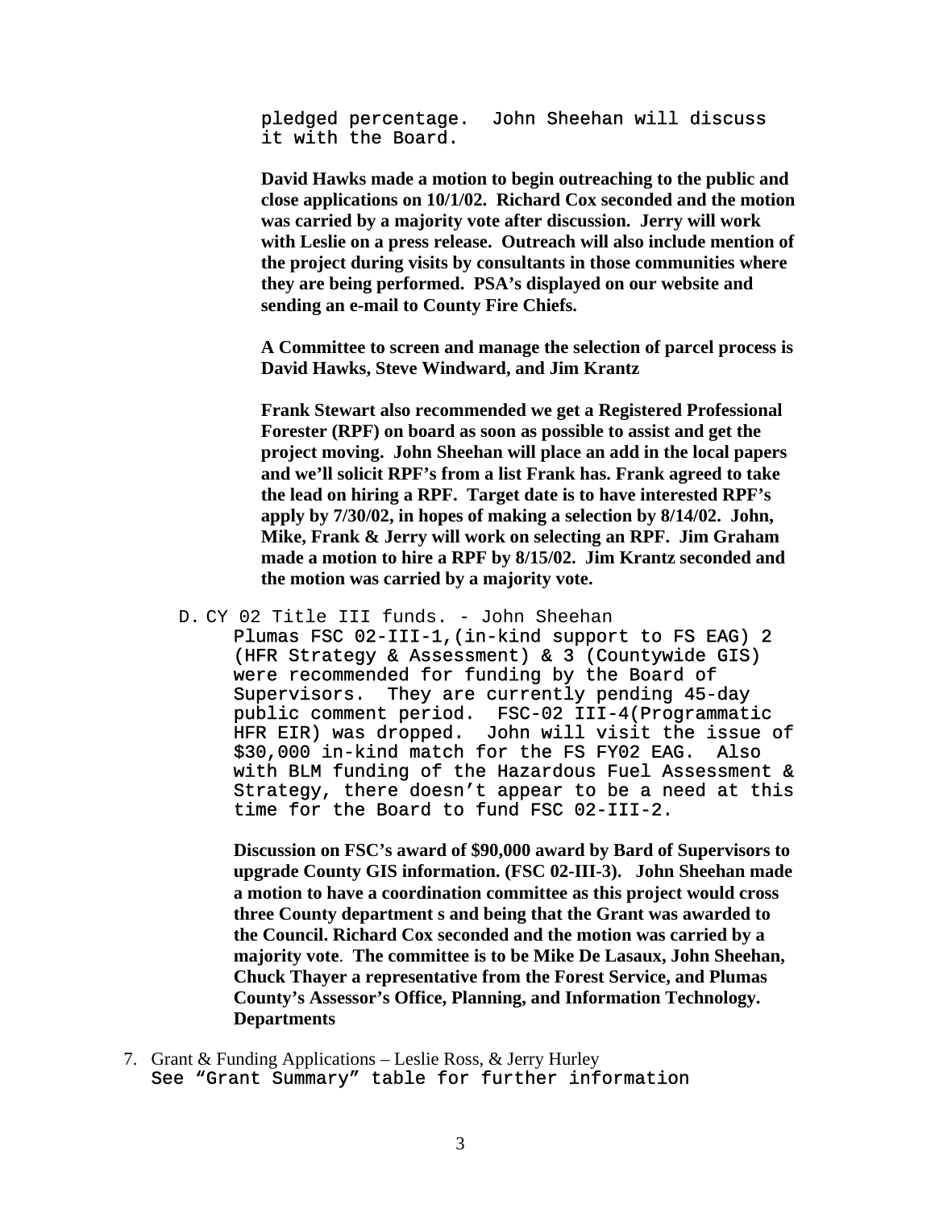pledged percentage. John Sheehan will discuss it with the Board.

**David Hawks made a motion to begin outreaching to the public and close applications on 10/1/02. Richard Cox seconded and the motion was carried by a majority vote after discussion. Jerry will work with Leslie on a press release. Outreach will also include mention of the project during visits by consultants in those communities where they are being performed. PSA's displayed on our website and sending an e-mail to County Fire Chiefs.**

**A Committee to screen and manage the selection of parcel process is David Hawks, Steve Windward, and Jim Krantz**

**Frank Stewart also recommended we get a Registered Professional Forester (RPF) on board as soon as possible to assist and get the project moving. John Sheehan will place an add in the local papers and we'll solicit RPF's from a list Frank has. Frank agreed to take the lead on hiring a RPF. Target date is to have interested RPF's apply by 7/30/02, in hopes of making a selection by 8/14/02. John, Mike, Frank & Jerry will work on selecting an RPF. Jim Graham made a motion to hire a RPF by 8/15/02. Jim Krantz seconded and the motion was carried by a majority vote.**

D. CY 02 Title III funds. - John Sheehan

Plumas FSC 02-III-1,(in-kind support to FS EAG) 2 (HFR Strategy & Assessment) & 3 (Countywide GIS) were recommended for funding by the Board of Supervisors. They are currently pending 45-day public comment period. FSC-02 III-4(Programmatic HFR EIR) was dropped. John will visit the issue of $30,000 in-kind match for the FS FY02 EAG. Also with BLM funding of the Hazardous Fuel Assessment & Strategy, there doesn't appear to be a need at this time for the Board to fund FSC 02-III-2.

**Discussion on FSC's award of $90,000 award by Bard of Supervisors to upgrade County GIS information. (FSC 02-III-3). John Sheehan made a motion to have a coordination committee as this project would cross three County department s and being that the Grant was awarded to the Council. Richard Cox seconded and the motion was carried by a majority vote. The committee is to be Mike De Lasaux, John Sheehan, Chuck Thayer a representative from the Forest Service, and Plumas County's Assessor's Office, Planning, and Information Technology. Departments**

7. Grant & Funding Applications – Leslie Ross, & Jerry Hurley
   See "Grant Summary" table for further information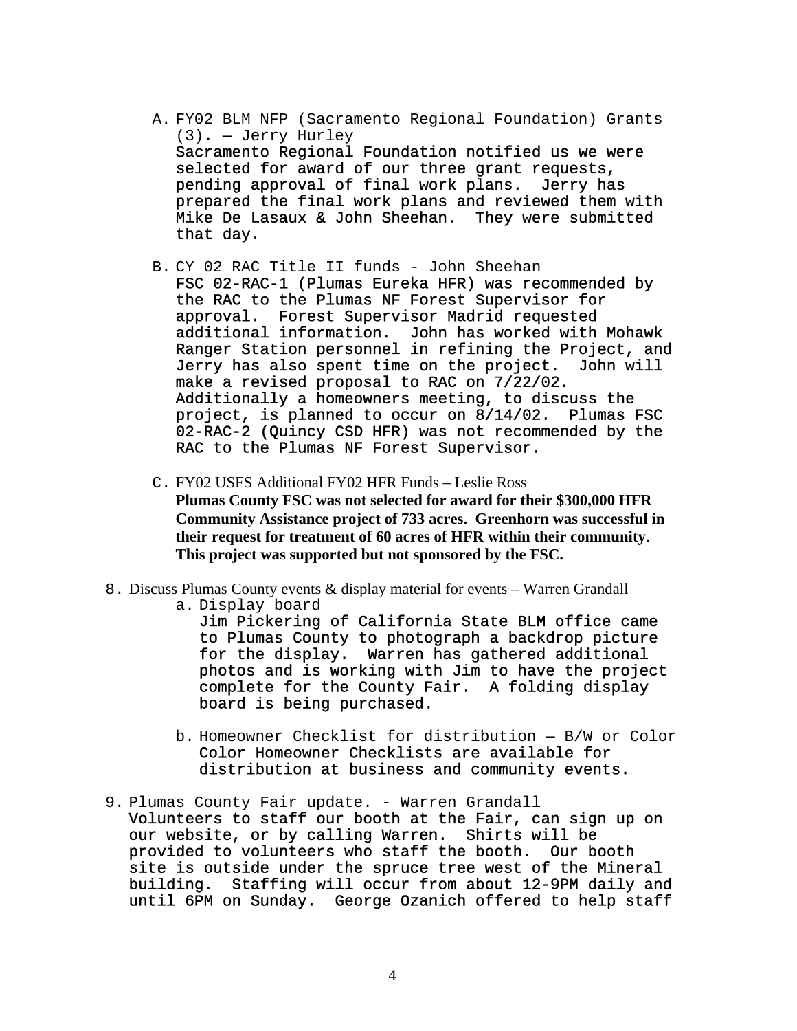A. FY02 BLM NFP (Sacramento Regional Foundation) Grants (3). — Jerry Hurley
   Sacramento Regional Foundation notified us we were selected for award of our three grant requests, pending approval of final work plans. Jerry has prepared the final work plans and reviewed them with Mike De Lasaux & John Sheehan. They were submitted that day.

B. CY 02 RAC Title II funds - John Sheehan
   FSC 02-RAC-1 (Plumas Eureka HFR) was recommended by the RAC to the Plumas NF Forest Supervisor for approval. Forest Supervisor Madrid requested additional information. John has worked with Mohawk Ranger Station personnel in refining the Project, and Jerry has also spent time on the project. John will make a revised proposal to RAC on 7/22/02. Additionally a homeowners meeting, to discuss the project, is planned to occur on 8/14/02. Plumas FSC 02-RAC-2 (Quincy CSD HFR) was not recommended by the RAC to the Plumas NF Forest Supervisor.

C. FY02 USFS Additional FY02 HFR Funds – Leslie Ross
   **Plumas County FSC was not selected for award for their $300,000 HFR Community Assistance project of 733 acres. Greenhorn was successful in their request for treatment of 60 acres of HFR within their community. This project was supported but not sponsored by the FSC.**

8. Discuss Plumas County events & display material for events – Warren Grandall
   a. Display board
      Jim Pickering of California State BLM office came to Plumas County to photograph a backdrop picture for the display. Warren has gathered additional photos and is working with Jim to have the project complete for the County Fair. A folding display board is being purchased.

   b. Homeowner Checklist for distribution — B/W or Color
      Color Homeowner Checklists are available for distribution at business and community events.

9. Plumas County Fair update. - Warren Grandall
   Volunteers to staff our booth at the Fair, can sign up on our website, or by calling Warren. Shirts will be provided to volunteers who staff the booth. Our booth site is outside under the spruce tree west of the Mineral building. Staffing will occur from about 12-9PM daily and until 6PM on Sunday. George Ozanich offered to help staff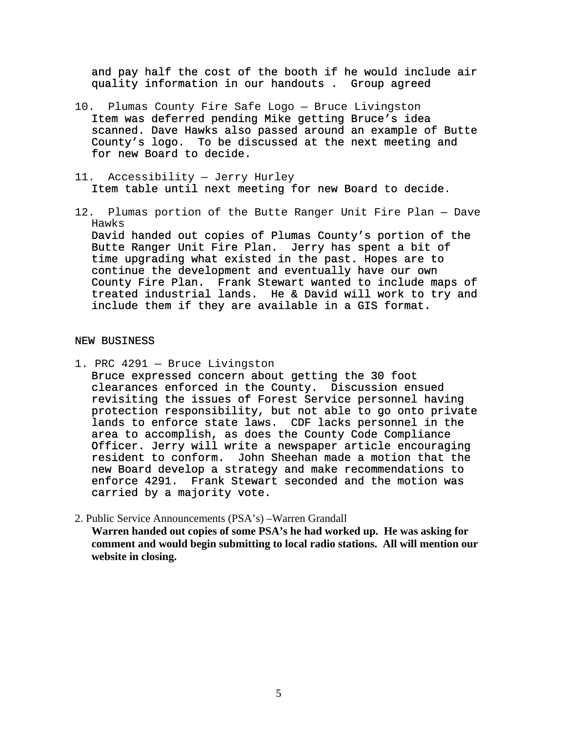and pay half the cost of the booth if he would include air quality information in our handouts . Group agreed

10. Plumas County Fire Safe Logo – Bruce Livingston
    Item was deferred pending Mike getting Bruce's idea scanned. Dave Hawks also passed around an example of Butte County's logo. To be discussed at the next meeting and for new Board to decide.

11. Accessibility – Jerry Hurley
    Item table until next meeting for new Board to decide.

12. Plumas portion of the Butte Ranger Unit Fire Plan – Dave Hawks
    David handed out copies of Plumas County's portion of the Butte Ranger Unit Fire Plan. Jerry has spent a bit of time upgrading what existed in the past. Hopes are to continue the development and eventually have our own County Fire Plan. Frank Stewart wanted to include maps of treated industrial lands. He & David will work to try and include them if they are available in a GIS format.

NEW BUSINESS

1. PRC 4291 – Bruce Livingston
   Bruce expressed concern about getting the 30 foot clearances enforced in the County. Discussion ensued revisiting the issues of Forest Service personnel having protection responsibility, but not able to go onto private lands to enforce state laws. CDF lacks personnel in the area to accomplish, as does the County Code Compliance Officer. Jerry will write a newspaper article encouraging resident to conform. John Sheehan made a motion that the new Board develop a strategy and make recommendations to enforce 4291. Frank Stewart seconded and the motion was carried by a majority vote.

2. Public Service Announcements (PSA's) –Warren Grandall
   **Warren handed out copies of some PSA's he had worked up. He was asking for comment and would begin submitting to local radio stations. All will mention our website in closing.**